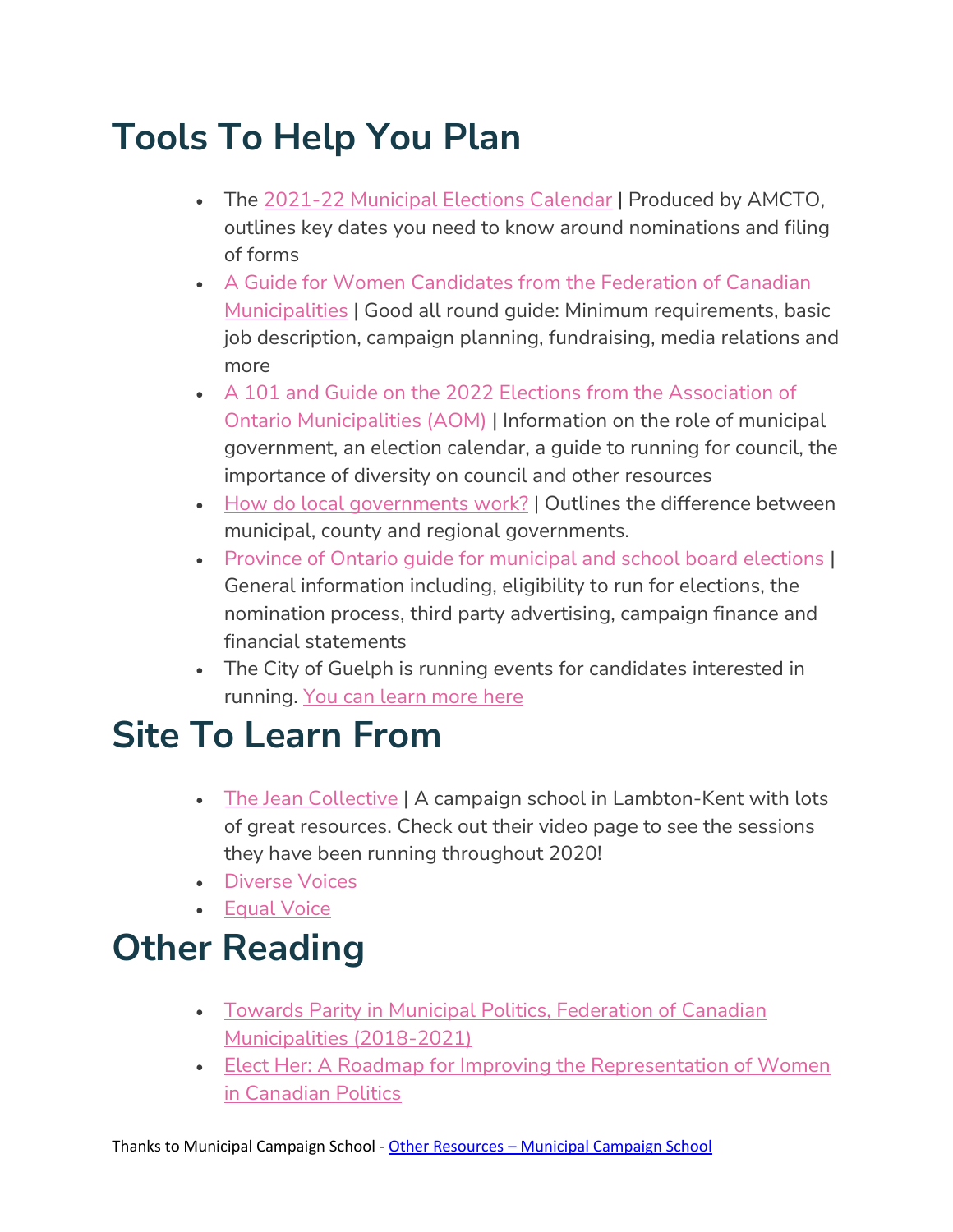# Tools To Help You Plan

- The 2021-22 Municipal Elections Calendar | Produced by AMCTO, outlines key dates you need to know around nominations and filing of forms
- A Guide for Women Candidates from the Federation of Canadian Municipalities | Good all round guide: Minimum requirements, basic job description, campaign planning, fundraising, media relations and more
- A 101 and Guide on the 2022 Elections from the Association of Ontario Municipalities (AOM) | Information on the role of municipal government, an election calendar, a guide to running for council, the importance of diversity on council and other resources
- How do local governments work? | Outlines the difference between municipal, county and regional governments.
- Province of Ontario guide for municipal and school board elections | General information including, eligibility to run for elections, the nomination process, third party advertising, campaign finance and financial statements
- The City of Guelph is running events for candidates interested in running. You can learn more here

# Site To Learn From

- The Jean Collective | A campaign school in Lambton-Kent with lots of great resources. Check out their video page to see the sessions they have been running throughout 2020!
- Diverse Voices
- Equal Voice

# Other Reading

- Towards Parity in Municipal Politics, Federation of Canadian Municipalities (2018-2021)
- Elect Her: A Roadmap for Improving the Representation of Women in Canadian Politics

Thanks to Municipal Campaign School - Other Resources – Municipal Campaign School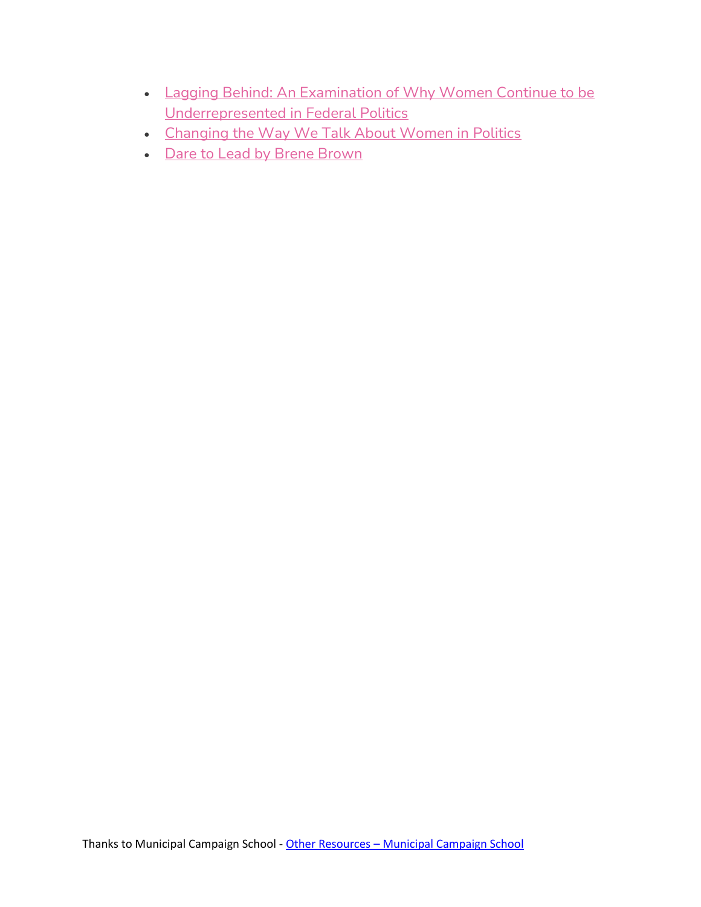- Lagging Behind: An Examination of Why Women Continue to be Underrepresented in Federal Politics
- Changing the Way We Talk About Women in Politics
- Dare to Lead by Brene Brown

Thanks to Municipal Campaign School - Other Resources – Municipal Campaign School